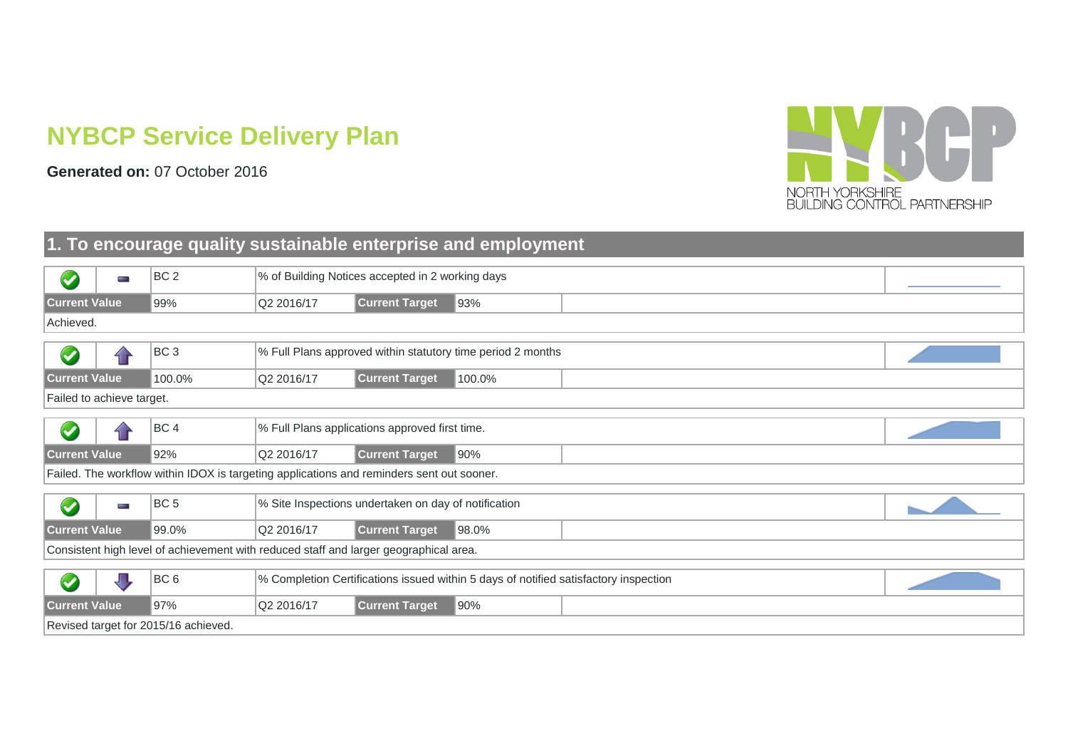# NYBCP Service Delivery Plan

**Generated on:** 07 October 2016

NORTH YORKSHIRE BUILDING CONTROL PARTNERSHIP

## 1. To encourage quality sustainable enterprise and employment

| | | | | | |
|---|---|---|---|---|---|
| | | BC 2 | % of Building Notices accepted in 2 working days | | |
| **Current Value** | | 99% | Q2 2016/17 | **Current Target** | 93% |
| Achieved. | | | | | |

| | | | | | |
|---|---|---|---|---|---|
| | | BC 3 | % Full Plans approved within statutory time period 2 months | | |
| **Current Value** | | 100.0% | Q2 2016/17 | **Current Target** | 100.0% |
| Failed to achieve target. | | | | | |

| | | | | | |
|---|---|---|---|---|---|
| | | BC 4 | % Full Plans applications approved first time. | | |
| **Current Value** | | 92% | Q2 2016/17 | **Current Target** | 90% |
| Failed. The workflow within IDOX is targeting applications and reminders sent out sooner. | | | | | |

| | | | | | |
|---|---|---|---|---|---|
| | | BC 5 | % Site Inspections undertaken on day of notification | | |
| **Current Value** | | 99.0% | Q2 2016/17 | **Current Target** | 98.0% |
| Consistent high level of achievement with reduced staff and larger geographical area. | | | | | |

| | | | | | |
|---|---|---|---|---|---|
| | | BC 6 | % Completion Certifications issued within 5 days of notified satisfactory inspection | | |
| **Current Value** | | 97% | Q2 2016/17 | **Current Target** | 90% |
| Revised target for 2015/16 achieved. | | | | | |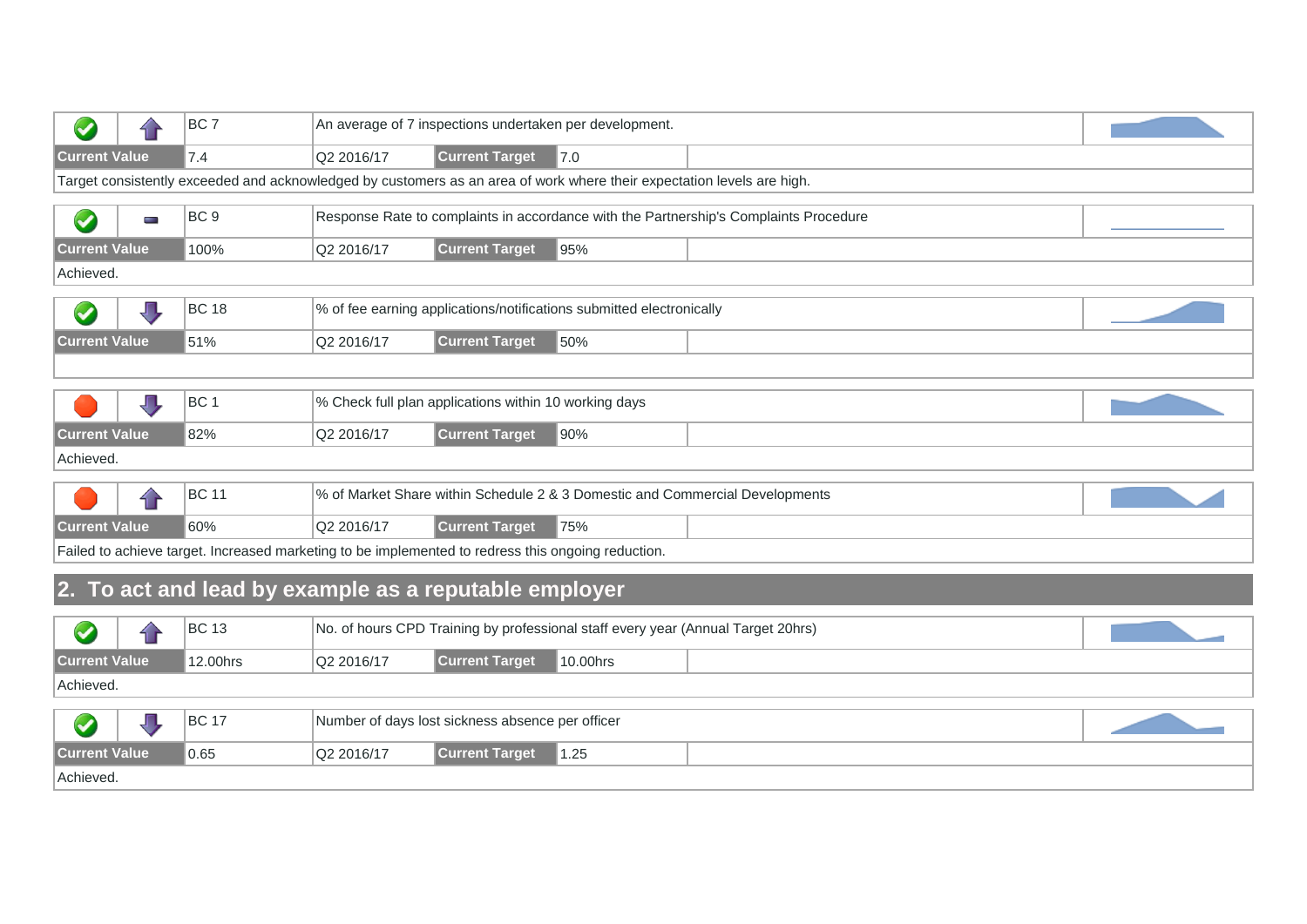| | | BC 7 | An average of 7 inspections undertaken per development. | | |
|---|---|---|---|---|---|
| **Current Value** | 7.4 | Q2 2016/17 | **Current Target** | 7.0 | |

Target consistently exceeded and acknowledged by customers as an area of work where their expectation levels are high.

| | | BC 9 | Response Rate to complaints in accordance with the Partnership's Complaints Procedure | | |
|---|---|---|---|---|---|
| **Current Value** | 100% | Q2 2016/17 | **Current Target** | 95% | |

Achieved.

| | | BC 18 | % of fee earning applications/notifications submitted electronically | | |
|---|---|---|---|---|---|
| **Current Value** | 51% | Q2 2016/17 | **Current Target** | 50% | |

| | | BC 1 | % Check full plan applications within 10 working days | | |
|---|---|---|---|---|---|
| **Current Value** | 82% | Q2 2016/17 | **Current Target** | 90% | |

Achieved.

| | | BC 11 | % of Market Share within Schedule 2 & 3 Domestic and Commercial Developments | | |
|---|---|---|---|---|---|
| **Current Value** | 60% | Q2 2016/17 | **Current Target** | 75% | |

Failed to achieve target. Increased marketing to be implemented to redress this ongoing reduction.

## 2. To act and lead by example as a reputable employer

| | | BC 13 | No. of hours CPD Training by professional staff every year (Annual Target 20hrs) | | |
|---|---|---|---|---|---|
| **Current Value** | 12.00hrs | Q2 2016/17 | **Current Target** | 10.00hrs | |

Achieved.

| | | BC 17 | Number of days lost sickness absence per officer | | |
|---|---|---|---|---|---|
| **Current Value** | 0.65 | Q2 2016/17 | **Current Target** | 1.25 | |

Achieved.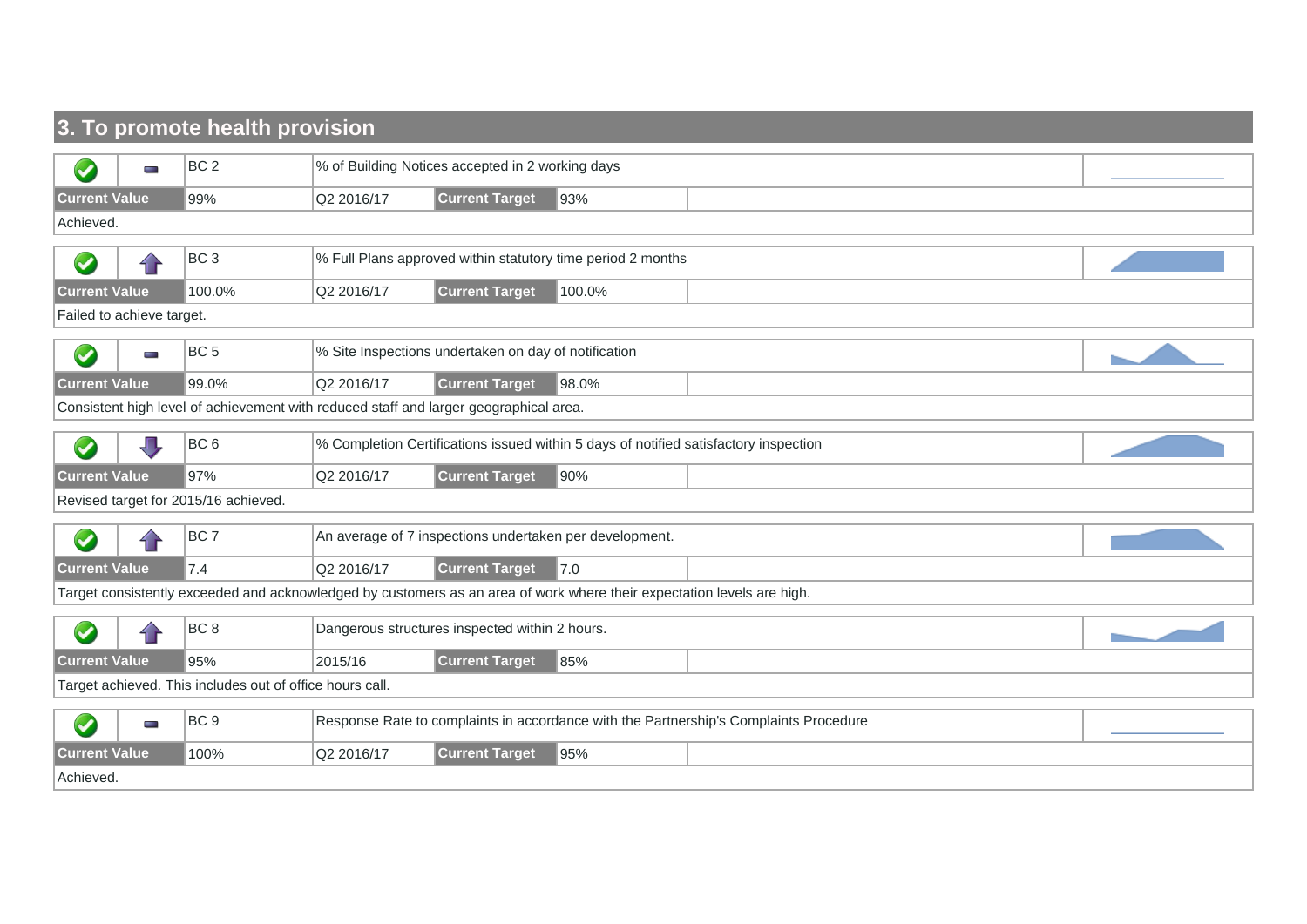## 3. To promote health provision

| BC 2 | % of Building Notices accepted in 2 working days | | |
|---|---|---|---|
| **Current Value** | 99% | Q2 2016/17 | **Current Target** 93% |

Achieved.

| BC 3 | % Full Plans approved within statutory time period 2 months | | |
|---|---|---|---|
| **Current Value** | 100.0% | Q2 2016/17 | **Current Target** 100.0% |

Failed to achieve target.

| BC 5 | % Site Inspections undertaken on day of notification | | |
|---|---|---|---|
| **Current Value** | 99.0% | Q2 2016/17 | **Current Target** 98.0% |

Consistent high level of achievement with reduced staff and larger geographical area.

| BC 6 | % Completion Certifications issued within 5 days of notified satisfactory inspection | | |
|---|---|---|---|
| **Current Value** | 97% | Q2 2016/17 | **Current Target** 90% |

Revised target for 2015/16 achieved.

| BC 7 | An average of 7 inspections undertaken per development. | | |
|---|---|---|---|
| **Current Value** | 7.4 | Q2 2016/17 | **Current Target** 7.0 |

Target consistently exceeded and acknowledged by customers as an area of work where their expectation levels are high.

| BC 8 | Dangerous structures inspected within 2 hours. | | |
|---|---|---|---|
| **Current Value** | 95% | 2015/16 | **Current Target** 85% |

Target achieved. This includes out of office hours call.

| BC 9 | Response Rate to complaints in accordance with the Partnership's Complaints Procedure | | |
|---|---|---|---|
| **Current Value** | 100% | Q2 2016/17 | **Current Target** 95% |

Achieved.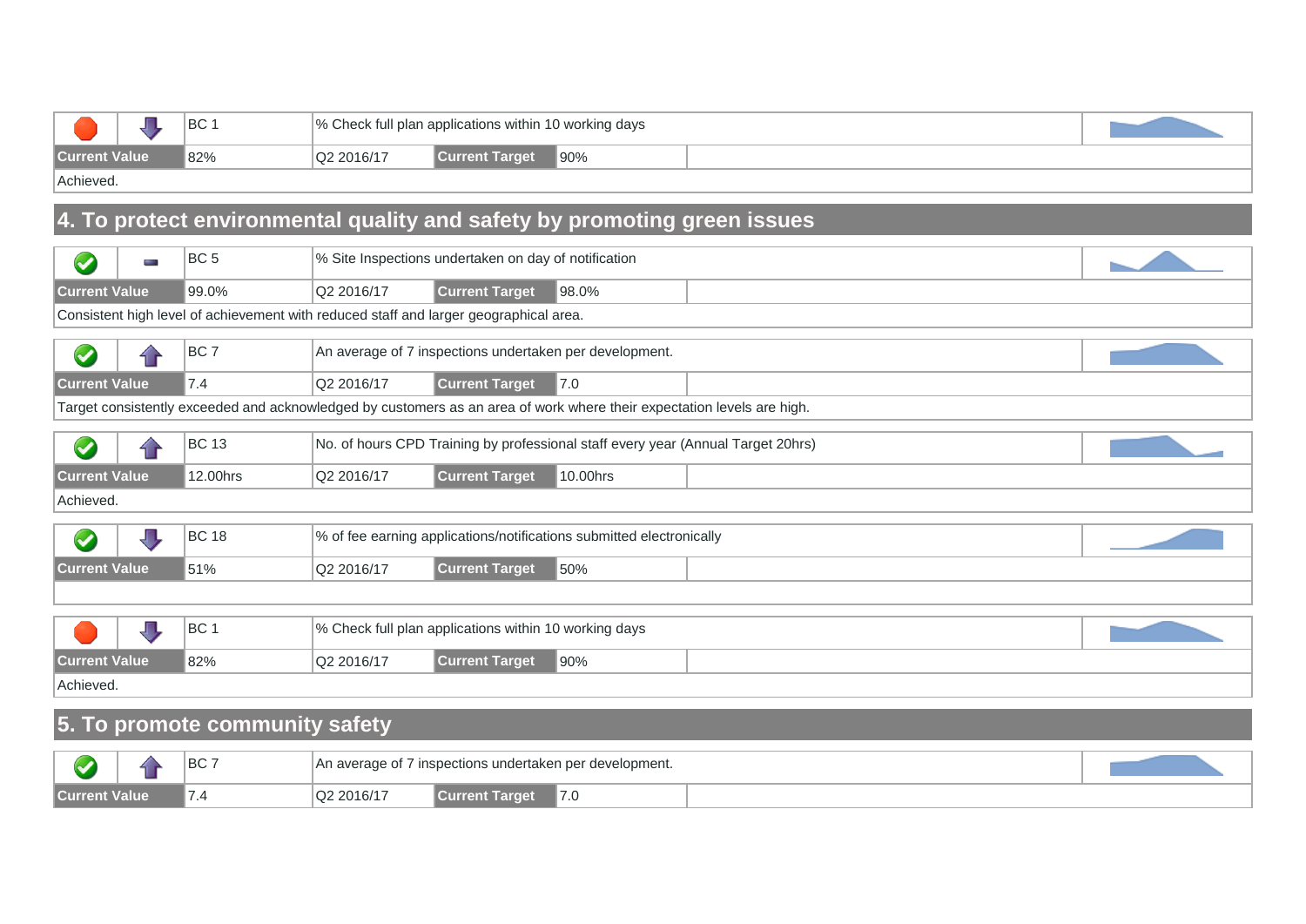| | | BC 1 | % Check full plan applications within 10 working days | | |
|---|---|---|---|---|---|
| **Current Value** | | 82% | Q2 2016/17 | **Current Target** | 90% |
| Achieved. | | | | | |

## 4. To protect environmental quality and safety by promoting green issues

| | | BC 5 | % Site Inspections undertaken on day of notification | | |
|---|---|---|---|---|---|
| **Current Value** | | 99.0% | Q2 2016/17 | **Current Target** | 98.0% |
| Consistent high level of achievement with reduced staff and larger geographical area. | | | | | |

| | | BC 7 | An average of 7 inspections undertaken per development. | | |
|---|---|---|---|---|---|
| **Current Value** | | 7.4 | Q2 2016/17 | **Current Target** | 7.0 |
| Target consistently exceeded and acknowledged by customers as an area of work where their expectation levels are high. | | | | | |

| | | BC 13 | No. of hours CPD Training by professional staff every year (Annual Target 20hrs) | | |
|---|---|---|---|---|---|
| **Current Value** | | 12.00hrs | Q2 2016/17 | **Current Target** | 10.00hrs |
| Achieved. | | | | | |

| | | BC 18 | % of fee earning applications/notifications submitted electronically | | |
|---|---|---|---|---|---|
| **Current Value** | | 51% | Q2 2016/17 | **Current Target** | 50% |

| | | BC 1 | % Check full plan applications within 10 working days | | |
|---|---|---|---|---|---|
| **Current Value** | | 82% | Q2 2016/17 | **Current Target** | 90% |
| Achieved. | | | | | |

## 5. To promote community safety

| | | BC 7 | An average of 7 inspections undertaken per development. | | |
|---|---|---|---|---|---|
| **Current Value** | | 7.4 | Q2 2016/17 | **Current Target** | 7.0 |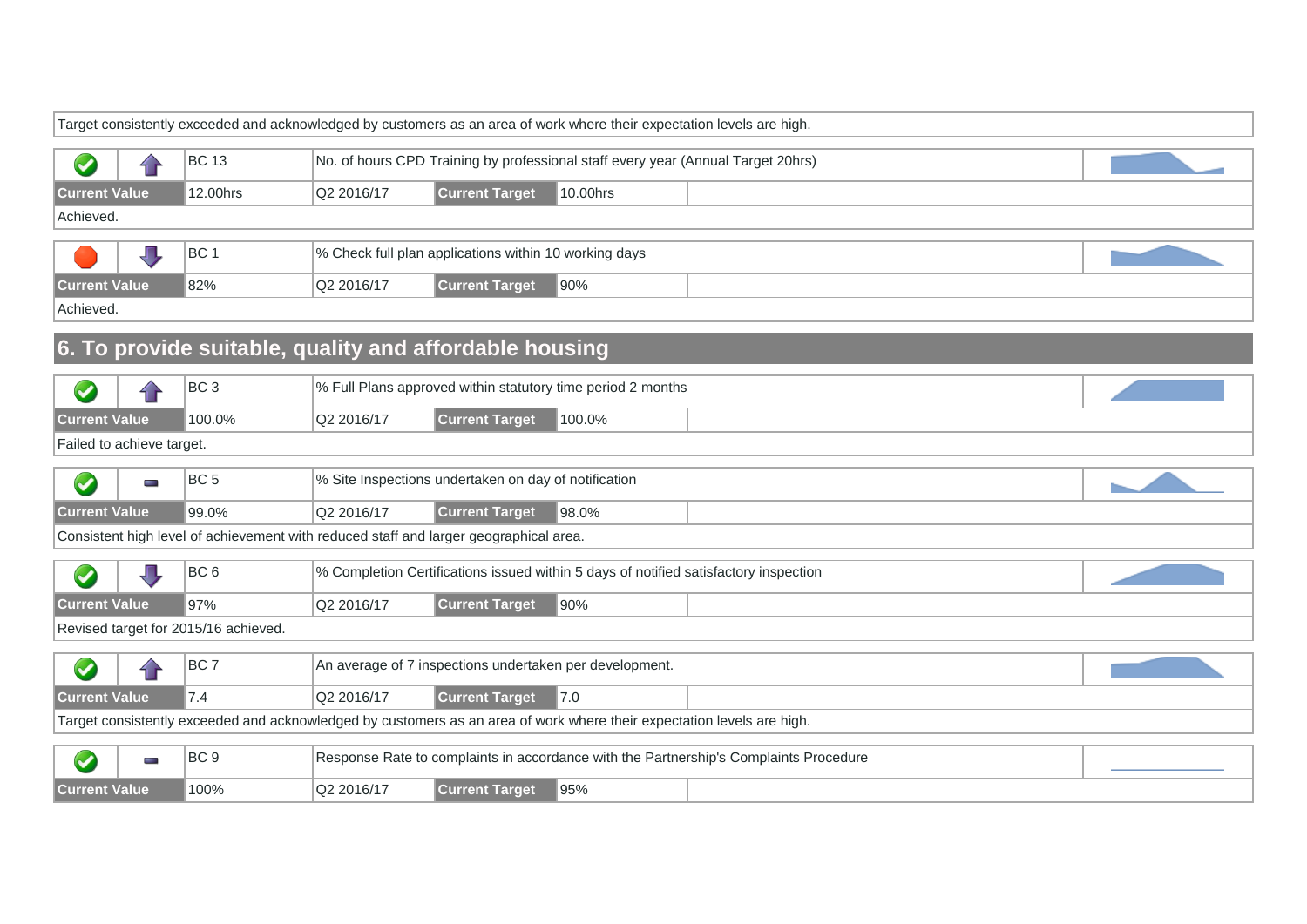Target consistently exceeded and acknowledged by customers as an area of work where their expectation levels are high.

| | | BC 13 | No. of hours CPD Training by professional staff every year (Annual Target 20hrs) | | |
|---|---|---|---|---|---|
| **Current Value** | | 12.00hrs | Q2 2016/17 | **Current Target** | 10.00hrs |
| Achieved. | | | | | |

| | | BC 1 | % Check full plan applications within 10 working days | | |
|---|---|---|---|---|---|
| **Current Value** | | 82% | Q2 2016/17 | **Current Target** | 90% |
| Achieved. | | | | | |

## 6. To provide suitable, quality and affordable housing

| | | BC 3 | % Full Plans approved within statutory time period 2 months | | |
|---|---|---|---|---|---|
| **Current Value** | | 100.0% | Q2 2016/17 | **Current Target** | 100.0% |
| Failed to achieve target. | | | | | |

| | | BC 5 | % Site Inspections undertaken on day of notification | | |
|---|---|---|---|---|---|
| **Current Value** | | 99.0% | Q2 2016/17 | **Current Target** | 98.0% |
| Consistent high level of achievement with reduced staff and larger geographical area. | | | | | |

| | | BC 6 | % Completion Certifications issued within 5 days of notified satisfactory inspection | | |
|---|---|---|---|---|---|
| **Current Value** | | 97% | Q2 2016/17 | **Current Target** | 90% |
| Revised target for 2015/16 achieved. | | | | | |

| | | BC 7 | An average of 7 inspections undertaken per development. | | |
|---|---|---|---|---|---|
| **Current Value** | | 7.4 | Q2 2016/17 | **Current Target** | 7.0 |
| Target consistently exceeded and acknowledged by customers as an area of work where their expectation levels are high. | | | | | |

| | | BC 9 | Response Rate to complaints in accordance with the Partnership's Complaints Procedure | | |
|---|---|---|---|---|---|
| **Current Value** | | 100% | Q2 2016/17 | **Current Target** | 95% |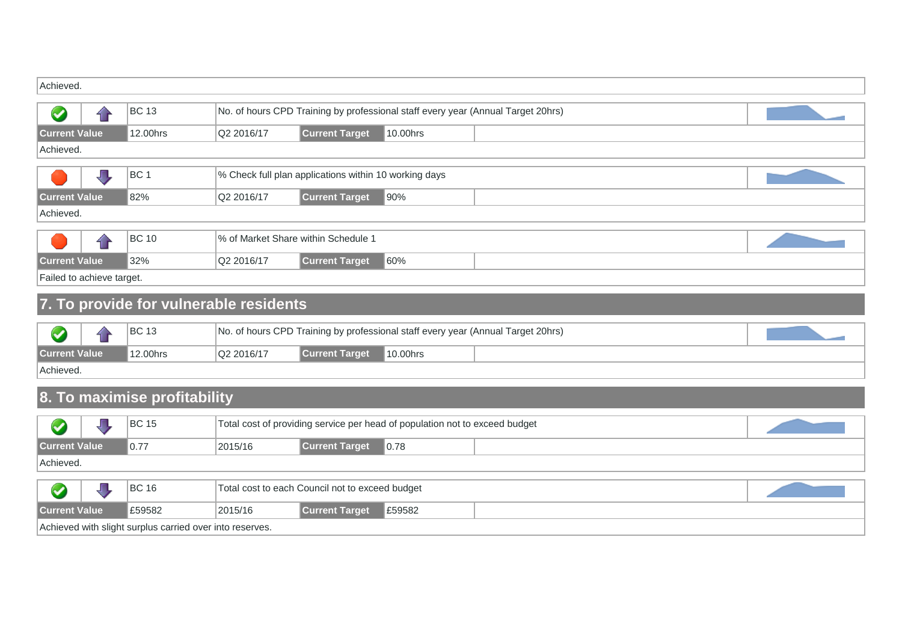Achieved.

| | | BC 13 | No. of hours CPD Training by professional staff every year (Annual Target 20hrs) | | |
|---|---|---|---|---|---|
| **Current Value** | | 12.00hrs | Q2 2016/17 | **Current Target** | 10.00hrs |
| Achieved. | | | | | |

| | | BC 1 | % Check full plan applications within 10 working days | | |
|---|---|---|---|---|---|
| **Current Value** | | 82% | Q2 2016/17 | **Current Target** | 90% |
| Achieved. | | | | | |

| | | BC 10 | % of Market Share within Schedule 1 | | |
|---|---|---|---|---|---|
| **Current Value** | | 32% | Q2 2016/17 | **Current Target** | 60% |
| Failed to achieve target. | | | | | |

## 7. To provide for vulnerable residents

| | | BC 13 | No. of hours CPD Training by professional staff every year (Annual Target 20hrs) | | |
|---|---|---|---|---|---|
| **Current Value** | | 12.00hrs | Q2 2016/17 | **Current Target** | 10.00hrs |
| Achieved. | | | | | |

## 8. To maximise profitability

| | | BC 15 | Total cost of providing service per head of population not to exceed budget | | |
|---|---|---|---|---|---|
| **Current Value** | | 0.77 | 2015/16 | **Current Target** | 0.78 |
| Achieved. | | | | | |

| | | BC 16 | Total cost to each Council not to exceed budget | | |
|---|---|---|---|---|---|
| **Current Value** | | £59582 | 2015/16 | **Current Target** | £59582 |
| Achieved with slight surplus carried over into reserves. | | | | | |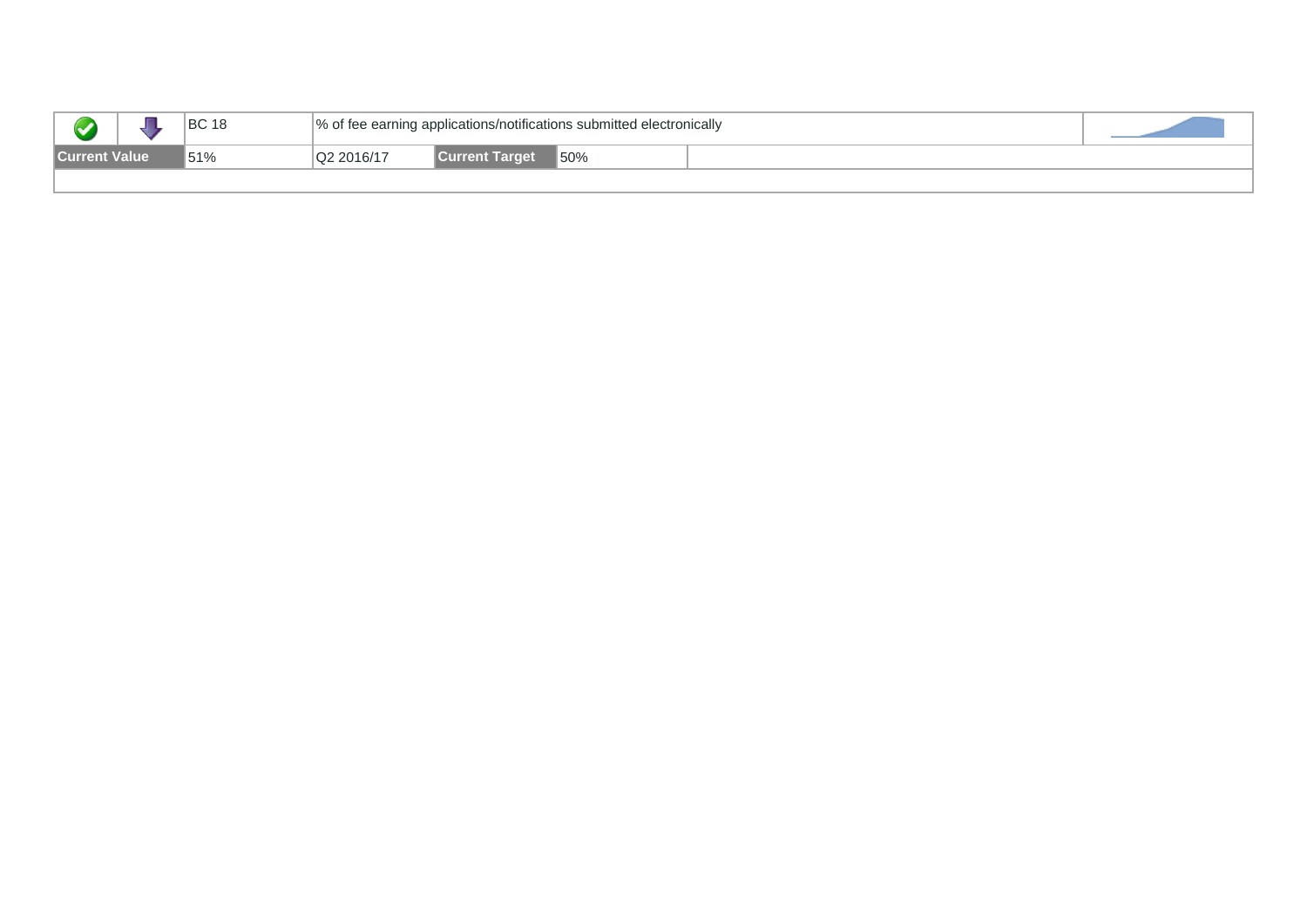| | | | | | |
|---|---|---|---|---|---|
| | | BC 18 | % of fee earning applications/notifications submitted electronically | | |
| Current Value | 51% | Q2 2016/17 | Current Target | 50% | |
| | | | | | |